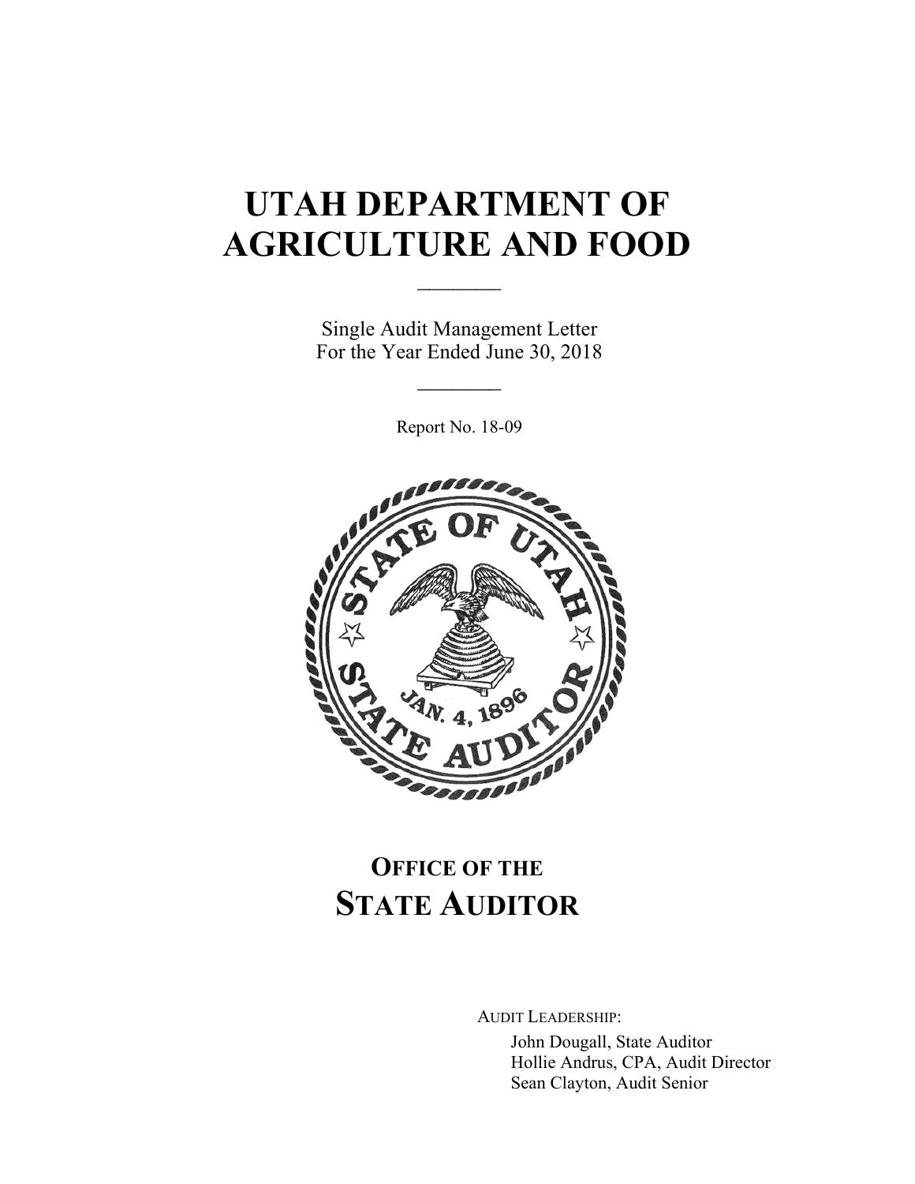# UTAH DEPARTMENT OF AGRICULTURE AND FOOD

Single Audit Management Letter
For the Year Ended June 30, 2018

Report No. 18-09

## OFFICE OF THE STATE AUDITOR

AUDIT LEADERSHIP:

John Dougall, State Auditor
Hollie Andrus, CPA, Audit Director
Sean Clayton, Audit Senior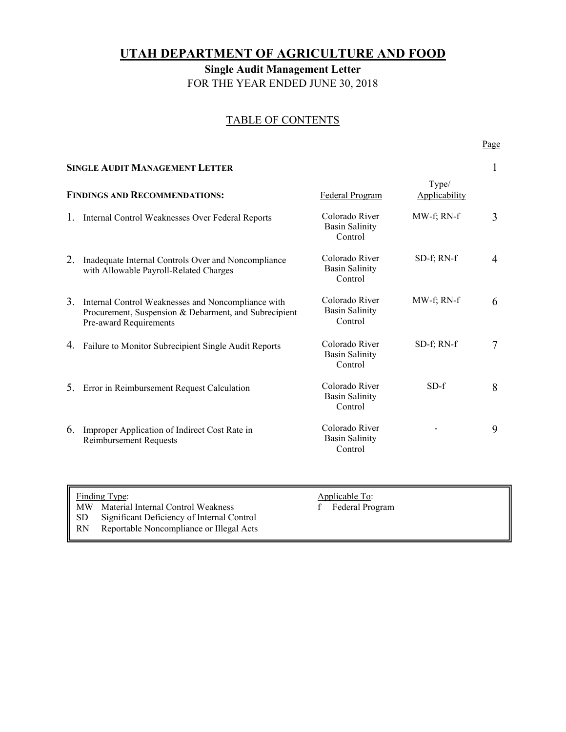# UTAH DEPARTMENT OF AGRICULTURE AND FOOD

## Single Audit Management Letter

FOR THE YEAR ENDED JUNE 30, 2018

### TABLE OF CONTENTS

| | Federal Program | Type/ Applicability | Page |
|---|---|---|---|
| **SINGLE AUDIT MANAGEMENT LETTER** | | | 1 |
| **FINDINGS AND RECOMMENDATIONS:** | | | |
| 1. Internal Control Weaknesses Over Federal Reports | Colorado River Basin Salinity Control | MW-f; RN-f | 3 |
| 2. Inadequate Internal Controls Over and Noncompliance with Allowable Payroll-Related Charges | Colorado River Basin Salinity Control | SD-f; RN-f | 4 |
| 3. Internal Control Weaknesses and Noncompliance with Procurement, Suspension & Debarment, and Subrecipient Pre-award Requirements | Colorado River Basin Salinity Control | MW-f; RN-f | 6 |
| 4. Failure to Monitor Subrecipient Single Audit Reports | Colorado River Basin Salinity Control | SD-f; RN-f | 7 |
| 5. Error in Reimbursement Request Calculation | Colorado River Basin Salinity Control | SD-f | 8 |
| 6. Improper Application of Indirect Cost Rate in Reimbursement Requests | Colorado River Basin Salinity Control | - | 9 |

| Finding Type: | | Applicable To: | |
|---|---|---|---|
| MW | Material Internal Control Weakness | f | Federal Program |
| SD | Significant Deficiency of Internal Control | | |
| RN | Reportable Noncompliance or Illegal Acts | | |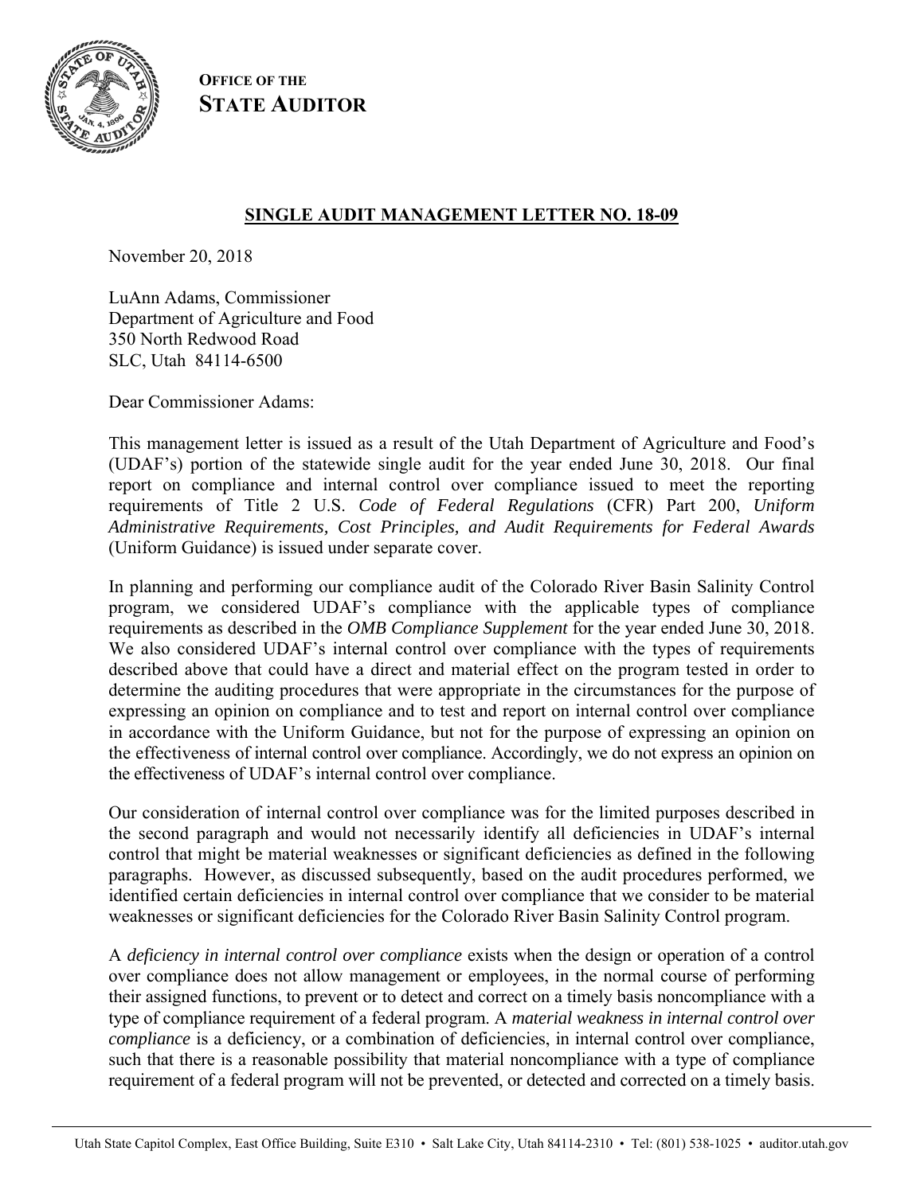**OFFICE OF THE**
**STATE AUDITOR**

## SINGLE AUDIT MANAGEMENT LETTER NO. 18-09

November 20, 2018

LuAnn Adams, Commissioner
Department of Agriculture and Food
350 North Redwood Road
SLC, Utah 84114-6500

Dear Commissioner Adams:

This management letter is issued as a result of the Utah Department of Agriculture and Food's (UDAF's) portion of the statewide single audit for the year ended June 30, 2018. Our final report on compliance and internal control over compliance issued to meet the reporting requirements of Title 2 U.S. *Code of Federal Regulations* (CFR) Part 200, *Uniform Administrative Requirements, Cost Principles, and Audit Requirements for Federal Awards* (Uniform Guidance) is issued under separate cover.

In planning and performing our compliance audit of the Colorado River Basin Salinity Control program, we considered UDAF's compliance with the applicable types of compliance requirements as described in the *OMB Compliance Supplement* for the year ended June 30, 2018. We also considered UDAF's internal control over compliance with the types of requirements described above that could have a direct and material effect on the program tested in order to determine the auditing procedures that were appropriate in the circumstances for the purpose of expressing an opinion on compliance and to test and report on internal control over compliance in accordance with the Uniform Guidance, but not for the purpose of expressing an opinion on the effectiveness of internal control over compliance. Accordingly, we do not express an opinion on the effectiveness of UDAF's internal control over compliance.

Our consideration of internal control over compliance was for the limited purposes described in the second paragraph and would not necessarily identify all deficiencies in UDAF's internal control that might be material weaknesses or significant deficiencies as defined in the following paragraphs. However, as discussed subsequently, based on the audit procedures performed, we identified certain deficiencies in internal control over compliance that we consider to be material weaknesses or significant deficiencies for the Colorado River Basin Salinity Control program.

A *deficiency in internal control over compliance* exists when the design or operation of a control over compliance does not allow management or employees, in the normal course of performing their assigned functions, to prevent or to detect and correct on a timely basis noncompliance with a type of compliance requirement of a federal program. A *material weakness in internal control over compliance* is a deficiency, or a combination of deficiencies, in internal control over compliance, such that there is a reasonable possibility that material noncompliance with a type of compliance requirement of a federal program will not be prevented, or detected and corrected on a timely basis.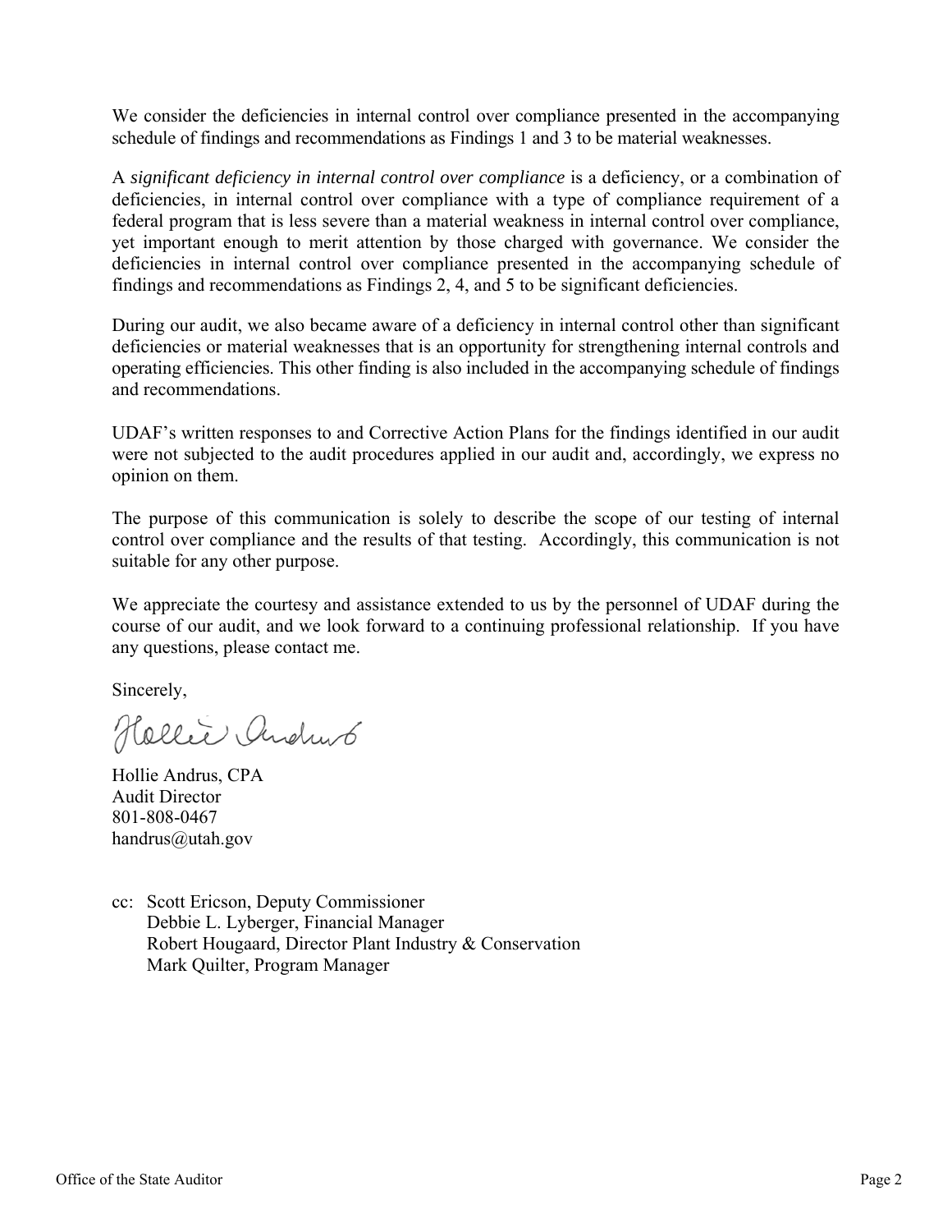We consider the deficiencies in internal control over compliance presented in the accompanying schedule of findings and recommendations as Findings 1 and 3 to be material weaknesses.

A *significant deficiency in internal control over compliance* is a deficiency, or a combination of deficiencies, in internal control over compliance with a type of compliance requirement of a federal program that is less severe than a material weakness in internal control over compliance, yet important enough to merit attention by those charged with governance. We consider the deficiencies in internal control over compliance presented in the accompanying schedule of findings and recommendations as Findings 2, 4, and 5 to be significant deficiencies.

During our audit, we also became aware of a deficiency in internal control other than significant deficiencies or material weaknesses that is an opportunity for strengthening internal controls and operating efficiencies. This other finding is also included in the accompanying schedule of findings and recommendations.

UDAF's written responses to and Corrective Action Plans for the findings identified in our audit were not subjected to the audit procedures applied in our audit and, accordingly, we express no opinion on them.

The purpose of this communication is solely to describe the scope of our testing of internal control over compliance and the results of that testing. Accordingly, this communication is not suitable for any other purpose.

We appreciate the courtesy and assistance extended to us by the personnel of UDAF during the course of our audit, and we look forward to a continuing professional relationship. If you have any questions, please contact me.

Sincerely,

Hollie Andrus

Hollie Andrus, CPA
Audit Director
801-808-0467
handrus@utah.gov

cc: Scott Ericson, Deputy Commissioner
Debbie L. Lyberger, Financial Manager
Robert Hougaard, Director Plant Industry & Conservation
Mark Quilter, Program Manager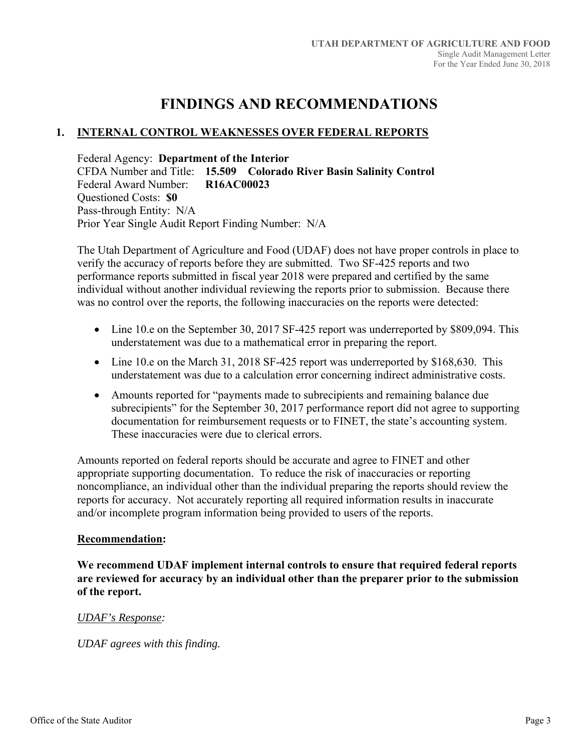# FINDINGS AND RECOMMENDATIONS

## 1. INTERNAL CONTROL WEAKNESSES OVER FEDERAL REPORTS

Federal Agency: **Department of the Interior**  
CFDA Number and Title: **15.509 Colorado River Basin Salinity Control**  
Federal Award Number: **R16AC00023**  
Questioned Costs: **$0**  
Pass-through Entity: N/A  
Prior Year Single Audit Report Finding Number: N/A

The Utah Department of Agriculture and Food (UDAF) does not have proper controls in place to verify the accuracy of reports before they are submitted. Two SF-425 reports and two performance reports submitted in fiscal year 2018 were prepared and certified by the same individual without another individual reviewing the reports prior to submission. Because there was no control over the reports, the following inaccuracies on the reports were detected:

- Line 10.e on the September 30, 2017 SF-425 report was underreported by $809,094. This understatement was due to a mathematical error in preparing the report.
- Line 10.e on the March 31, 2018 SF-425 report was underreported by $168,630. This understatement was due to a calculation error concerning indirect administrative costs.
- Amounts reported for "payments made to subrecipients and remaining balance due subrecipients" for the September 30, 2017 performance report did not agree to supporting documentation for reimbursement requests or to FINET, the state's accounting system. These inaccuracies were due to clerical errors.

Amounts reported on federal reports should be accurate and agree to FINET and other appropriate supporting documentation. To reduce the risk of inaccuracies or reporting noncompliance, an individual other than the individual preparing the reports should review the reports for accuracy. Not accurately reporting all required information results in inaccurate and/or incomplete program information being provided to users of the reports.

**Recommendation:**

**We recommend UDAF implement internal controls to ensure that required federal reports are reviewed for accuracy by an individual other than the preparer prior to the submission of the report.**

*UDAF's Response:*

*UDAF agrees with this finding.*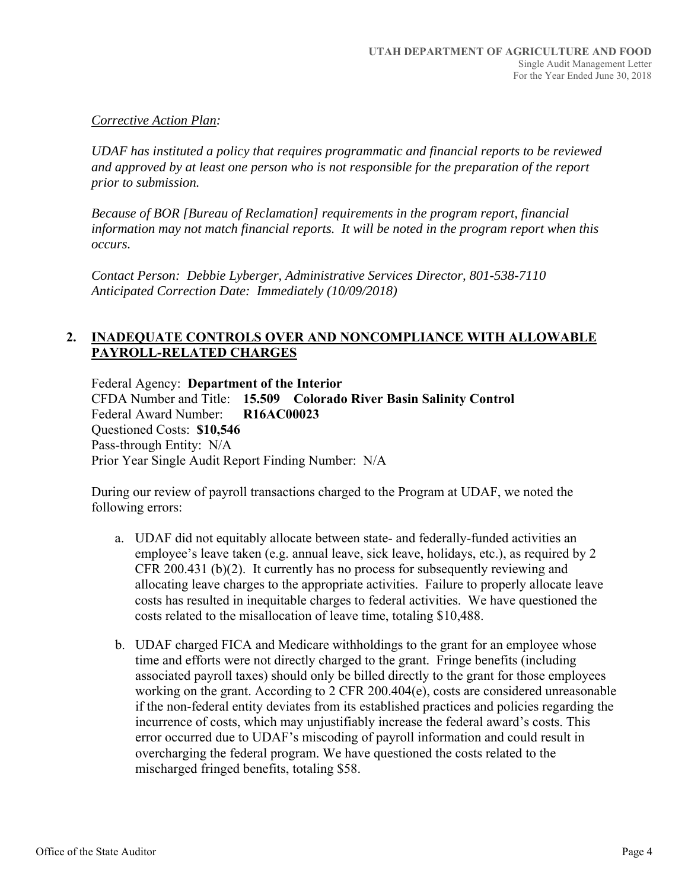*<u>Corrective Action Plan</u>:*

*UDAF has instituted a policy that requires programmatic and financial reports to be reviewed and approved by at least one person who is not responsible for the preparation of the report prior to submission.*

*Because of BOR [Bureau of Reclamation] requirements in the program report, financial information may not match financial reports. It will be noted in the program report when this occurs.*

*Contact Person: Debbie Lyberger, Administrative Services Director, 801-538-7110*
*Anticipated Correction Date: Immediately (10/09/2018)*

## 2. INADEQUATE CONTROLS OVER AND NONCOMPLIANCE WITH ALLOWABLE PAYROLL-RELATED CHARGES

Federal Agency: **Department of the Interior**
CFDA Number and Title: **15.509 Colorado River Basin Salinity Control**
Federal Award Number: **R16AC00023**
Questioned Costs: **$10,546**
Pass-through Entity: N/A
Prior Year Single Audit Report Finding Number: N/A

During our review of payroll transactions charged to the Program at UDAF, we noted the following errors:

a. UDAF did not equitably allocate between state- and federally-funded activities an employee's leave taken (e.g. annual leave, sick leave, holidays, etc.), as required by 2 CFR 200.431 (b)(2). It currently has no process for subsequently reviewing and allocating leave charges to the appropriate activities. Failure to properly allocate leave costs has resulted in inequitable charges to federal activities. We have questioned the costs related to the misallocation of leave time, totaling $10,488.

b. UDAF charged FICA and Medicare withholdings to the grant for an employee whose time and efforts were not directly charged to the grant. Fringe benefits (including associated payroll taxes) should only be billed directly to the grant for those employees working on the grant. According to 2 CFR 200.404(e), costs are considered unreasonable if the non-federal entity deviates from its established practices and policies regarding the incurrence of costs, which may unjustifiably increase the federal award's costs. This error occurred due to UDAF's miscoding of payroll information and could result in overcharging the federal program. We have questioned the costs related to the mischarged fringed benefits, totaling $58.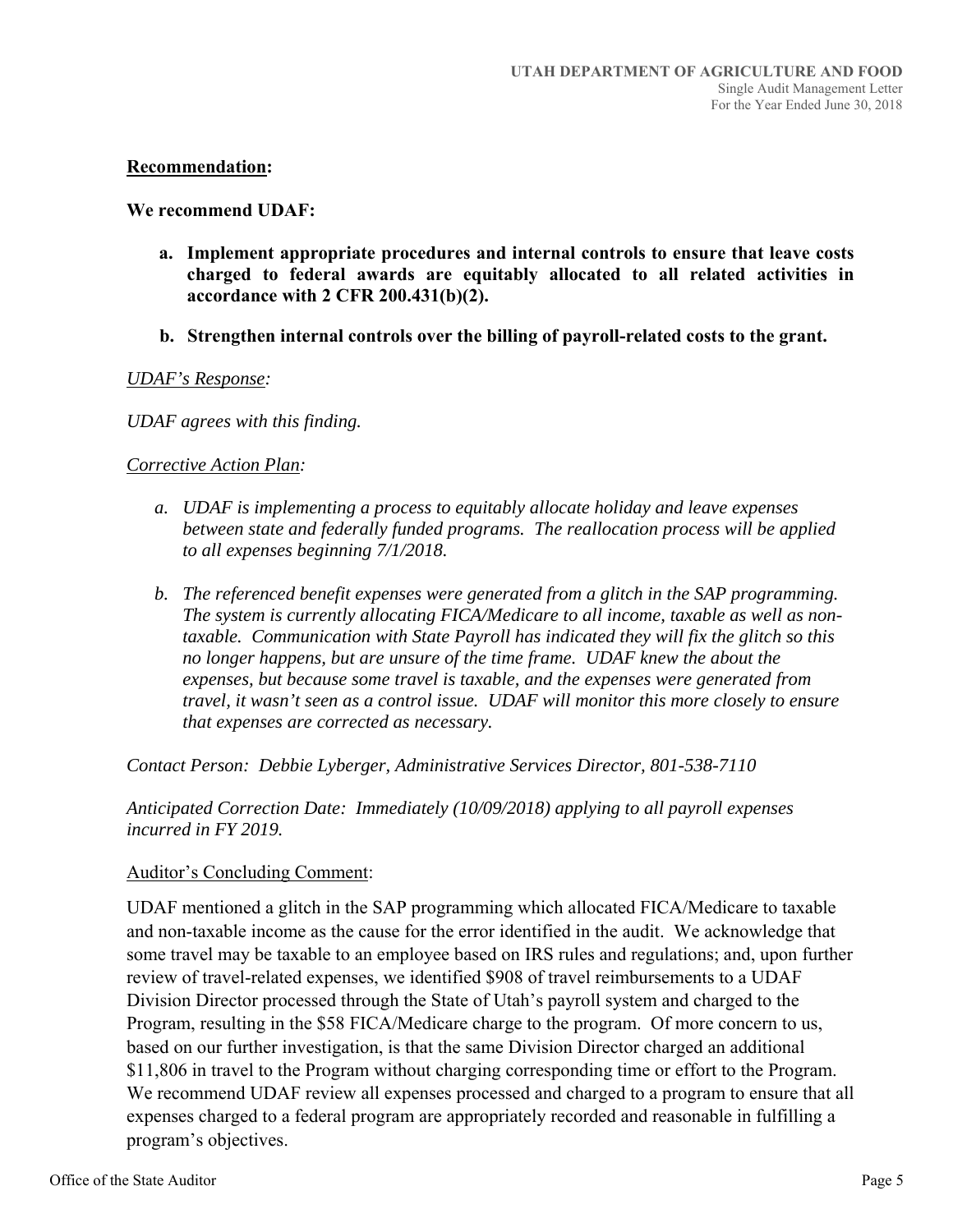**Recommendation:**

**We recommend UDAF:**

- **a. Implement appropriate procedures and internal controls to ensure that leave costs charged to federal awards are equitably allocated to all related activities in accordance with 2 CFR 200.431(b)(2).**

- **b. Strengthen internal controls over the billing of payroll-related costs to the grant.**

*UDAF's Response:*

*UDAF agrees with this finding.*

*Corrective Action Plan:*

- *a. UDAF is implementing a process to equitably allocate holiday and leave expenses between state and federally funded programs. The reallocation process will be applied to all expenses beginning 7/1/2018.*

- *b. The referenced benefit expenses were generated from a glitch in the SAP programming. The system is currently allocating FICA/Medicare to all income, taxable as well as non-taxable. Communication with State Payroll has indicated they will fix the glitch so this no longer happens, but are unsure of the time frame. UDAF knew the about the expenses, but because some travel is taxable, and the expenses were generated from travel, it wasn't seen as a control issue. UDAF will monitor this more closely to ensure that expenses are corrected as necessary.*

*Contact Person: Debbie Lyberger, Administrative Services Director, 801-538-7110*

*Anticipated Correction Date: Immediately (10/09/2018) applying to all payroll expenses incurred in FY 2019.*

Auditor's Concluding Comment:

UDAF mentioned a glitch in the SAP programming which allocated FICA/Medicare to taxable and non-taxable income as the cause for the error identified in the audit. We acknowledge that some travel may be taxable to an employee based on IRS rules and regulations; and, upon further review of travel-related expenses, we identified $908 of travel reimbursements to a UDAF Division Director processed through the State of Utah's payroll system and charged to the Program, resulting in the $58 FICA/Medicare charge to the program. Of more concern to us, based on our further investigation, is that the same Division Director charged an additional $11,806 in travel to the Program without charging corresponding time or effort to the Program. We recommend UDAF review all expenses processed and charged to a program to ensure that all expenses charged to a federal program are appropriately recorded and reasonable in fulfilling a program's objectives.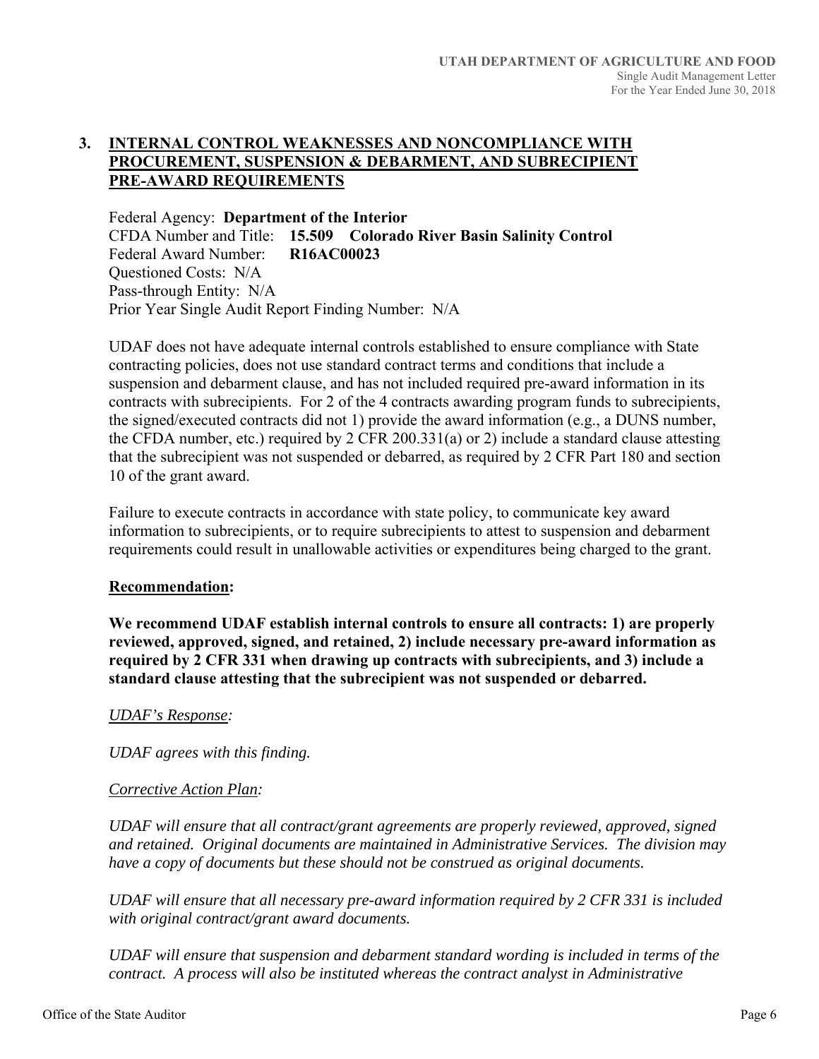## 3. INTERNAL CONTROL WEAKNESSES AND NONCOMPLIANCE WITH PROCUREMENT, SUSPENSION & DEBARMENT, AND SUBRECIPIENT PRE-AWARD REQUIREMENTS

Federal Agency: **Department of the Interior**
CFDA Number and Title: **15.509 Colorado River Basin Salinity Control**
Federal Award Number: **R16AC00023**
Questioned Costs: N/A
Pass-through Entity: N/A
Prior Year Single Audit Report Finding Number: N/A

UDAF does not have adequate internal controls established to ensure compliance with State contracting policies, does not use standard contract terms and conditions that include a suspension and debarment clause, and has not included required pre-award information in its contracts with subrecipients. For 2 of the 4 contracts awarding program funds to subrecipients, the signed/executed contracts did not 1) provide the award information (e.g., a DUNS number, the CFDA number, etc.) required by 2 CFR 200.331(a) or 2) include a standard clause attesting that the subrecipient was not suspended or debarred, as required by 2 CFR Part 180 and section 10 of the grant award.

Failure to execute contracts in accordance with state policy, to communicate key award information to subrecipients, or to require subrecipients to attest to suspension and debarment requirements could result in unallowable activities or expenditures being charged to the grant.

**Recommendation:**

**We recommend UDAF establish internal controls to ensure all contracts: 1) are properly reviewed, approved, signed, and retained, 2) include necessary pre-award information as required by 2 CFR 331 when drawing up contracts with subrecipients, and 3) include a standard clause attesting that the subrecipient was not suspended or debarred.**

*UDAF's Response:*

*UDAF agrees with this finding.*

*Corrective Action Plan:*

*UDAF will ensure that all contract/grant agreements are properly reviewed, approved, signed and retained. Original documents are maintained in Administrative Services. The division may have a copy of documents but these should not be construed as original documents.*

*UDAF will ensure that all necessary pre-award information required by 2 CFR 331 is included with original contract/grant award documents.*

*UDAF will ensure that suspension and debarment standard wording is included in terms of the contract. A process will also be instituted whereas the contract analyst in Administrative*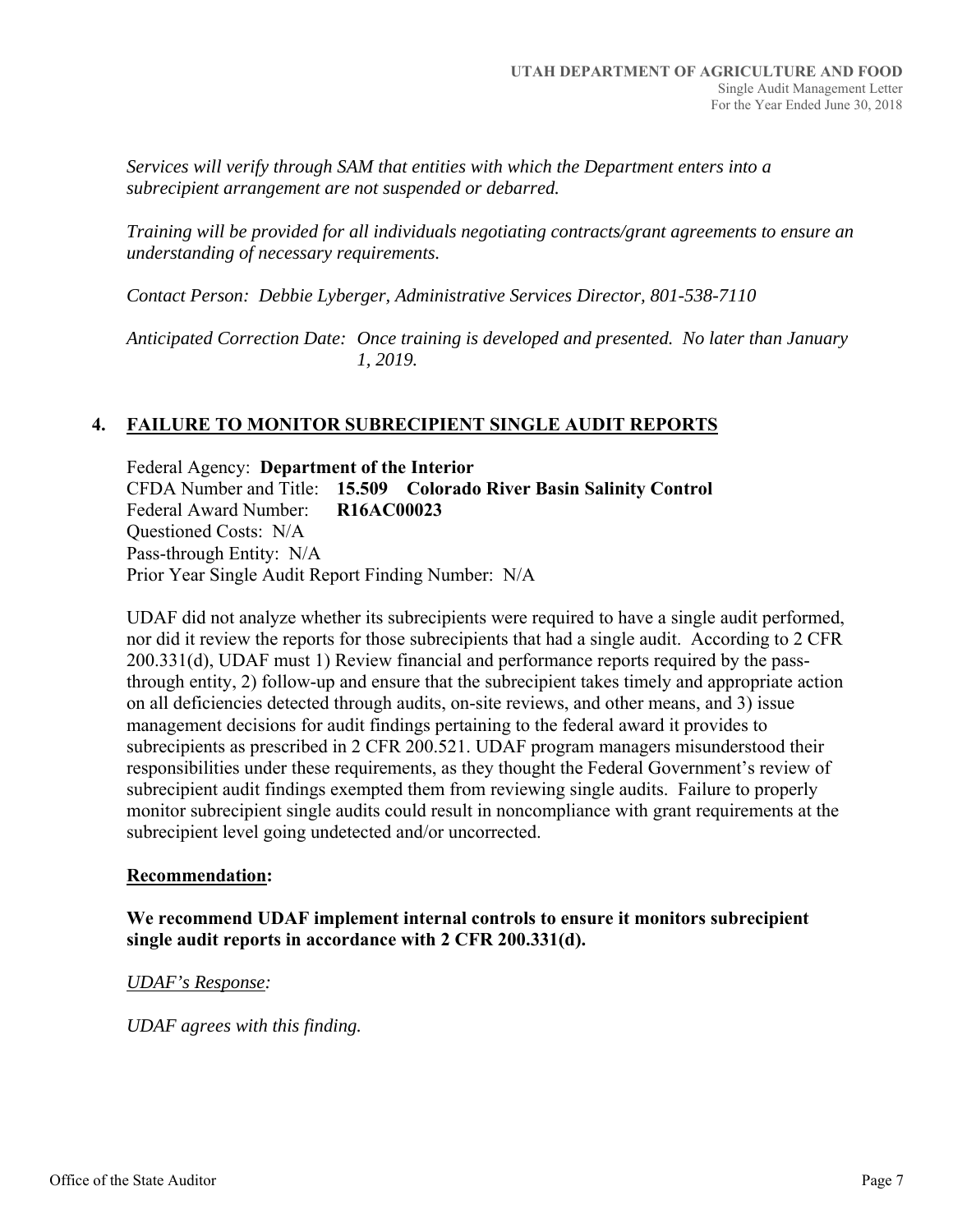*Services will verify through SAM that entities with which the Department enters into a subrecipient arrangement are not suspended or debarred.*

*Training will be provided for all individuals negotiating contracts/grant agreements to ensure an understanding of necessary requirements.*

*Contact Person: Debbie Lyberger, Administrative Services Director, 801-538-7110*

*Anticipated Correction Date: Once training is developed and presented. No later than January 1, 2019.*

## 4. FAILURE TO MONITOR SUBRECIPIENT SINGLE AUDIT REPORTS

Federal Agency: **Department of the Interior**
CFDA Number and Title: **15.509 Colorado River Basin Salinity Control**
Federal Award Number: **R16AC00023**
Questioned Costs: N/A
Pass-through Entity: N/A
Prior Year Single Audit Report Finding Number: N/A

UDAF did not analyze whether its subrecipients were required to have a single audit performed, nor did it review the reports for those subrecipients that had a single audit. According to 2 CFR 200.331(d), UDAF must 1) Review financial and performance reports required by the pass-through entity, 2) follow-up and ensure that the subrecipient takes timely and appropriate action on all deficiencies detected through audits, on-site reviews, and other means, and 3) issue management decisions for audit findings pertaining to the federal award it provides to subrecipients as prescribed in 2 CFR 200.521. UDAF program managers misunderstood their responsibilities under these requirements, as they thought the Federal Government's review of subrecipient audit findings exempted them from reviewing single audits. Failure to properly monitor subrecipient single audits could result in noncompliance with grant requirements at the subrecipient level going undetected and/or uncorrected.

**Recommendation:**

**We recommend UDAF implement internal controls to ensure it monitors subrecipient single audit reports in accordance with 2 CFR 200.331(d).**

*UDAF's Response:*

*UDAF agrees with this finding.*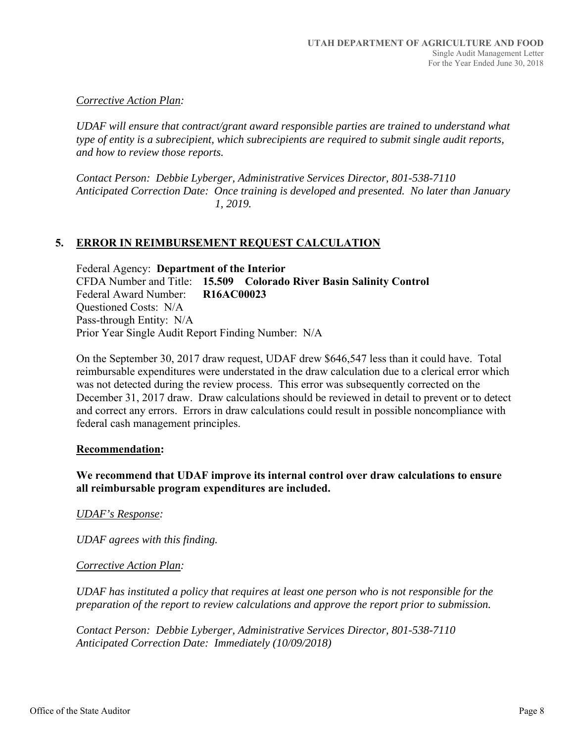*Corrective Action Plan:*

*UDAF will ensure that contract/grant award responsible parties are trained to understand what type of entity is a subrecipient, which subrecipients are required to submit single audit reports, and how to review those reports.*

*Contact Person: Debbie Lyberger, Administrative Services Director, 801-538-7110*
*Anticipated Correction Date: Once training is developed and presented. No later than January 1, 2019.*

## 5. ERROR IN REIMBURSEMENT REQUEST CALCULATION

Federal Agency: **Department of the Interior**
CFDA Number and Title: **15.509 Colorado River Basin Salinity Control**
Federal Award Number: **R16AC00023**
Questioned Costs: N/A
Pass-through Entity: N/A
Prior Year Single Audit Report Finding Number: N/A

On the September 30, 2017 draw request, UDAF drew $646,547 less than it could have. Total reimbursable expenditures were understated in the draw calculation due to a clerical error which was not detected during the review process. This error was subsequently corrected on the December 31, 2017 draw. Draw calculations should be reviewed in detail to prevent or to detect and correct any errors. Errors in draw calculations could result in possible noncompliance with federal cash management principles.

**Recommendation:**

**We recommend that UDAF improve its internal control over draw calculations to ensure all reimbursable program expenditures are included.**

*UDAF's Response:*

*UDAF agrees with this finding.*

*Corrective Action Plan:*

*UDAF has instituted a policy that requires at least one person who is not responsible for the preparation of the report to review calculations and approve the report prior to submission.*

*Contact Person: Debbie Lyberger, Administrative Services Director, 801-538-7110*
*Anticipated Correction Date: Immediately (10/09/2018)*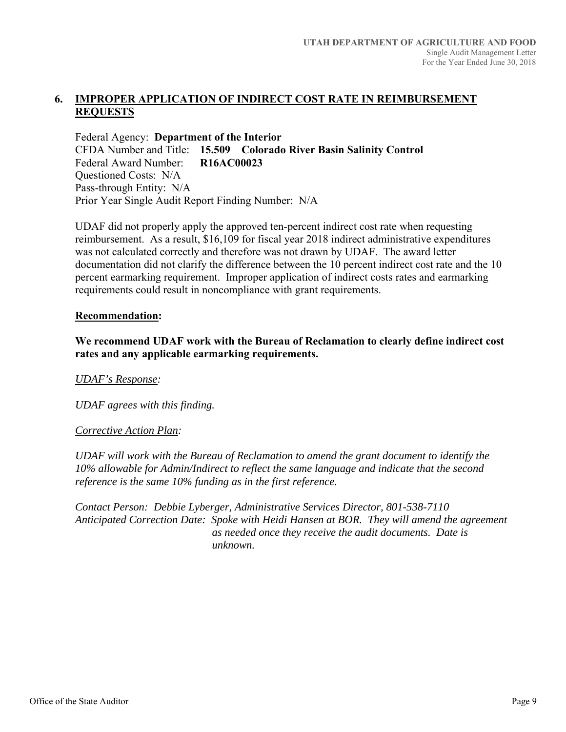## 6. IMPROPER APPLICATION OF INDIRECT COST RATE IN REIMBURSEMENT REQUESTS

Federal Agency: **Department of the Interior**
CFDA Number and Title: **15.509 Colorado River Basin Salinity Control**
Federal Award Number: **R16AC00023**
Questioned Costs: N/A
Pass-through Entity: N/A
Prior Year Single Audit Report Finding Number: N/A

UDAF did not properly apply the approved ten-percent indirect cost rate when requesting reimbursement. As a result, $16,109 for fiscal year 2018 indirect administrative expenditures was not calculated correctly and therefore was not drawn by UDAF. The award letter documentation did not clarify the difference between the 10 percent indirect cost rate and the 10 percent earmarking requirement. Improper application of indirect costs rates and earmarking requirements could result in noncompliance with grant requirements.

**Recommendation:**

**We recommend UDAF work with the Bureau of Reclamation to clearly define indirect cost rates and any applicable earmarking requirements.**

*UDAF's Response:*

*UDAF agrees with this finding.*

*Corrective Action Plan:*

*UDAF will work with the Bureau of Reclamation to amend the grant document to identify the 10% allowable for Admin/Indirect to reflect the same language and indicate that the second reference is the same 10% funding as in the first reference.*

*Contact Person: Debbie Lyberger, Administrative Services Director, 801-538-7110*
*Anticipated Correction Date: Spoke with Heidi Hansen at BOR. They will amend the agreement as needed once they receive the audit documents. Date is unknown.*